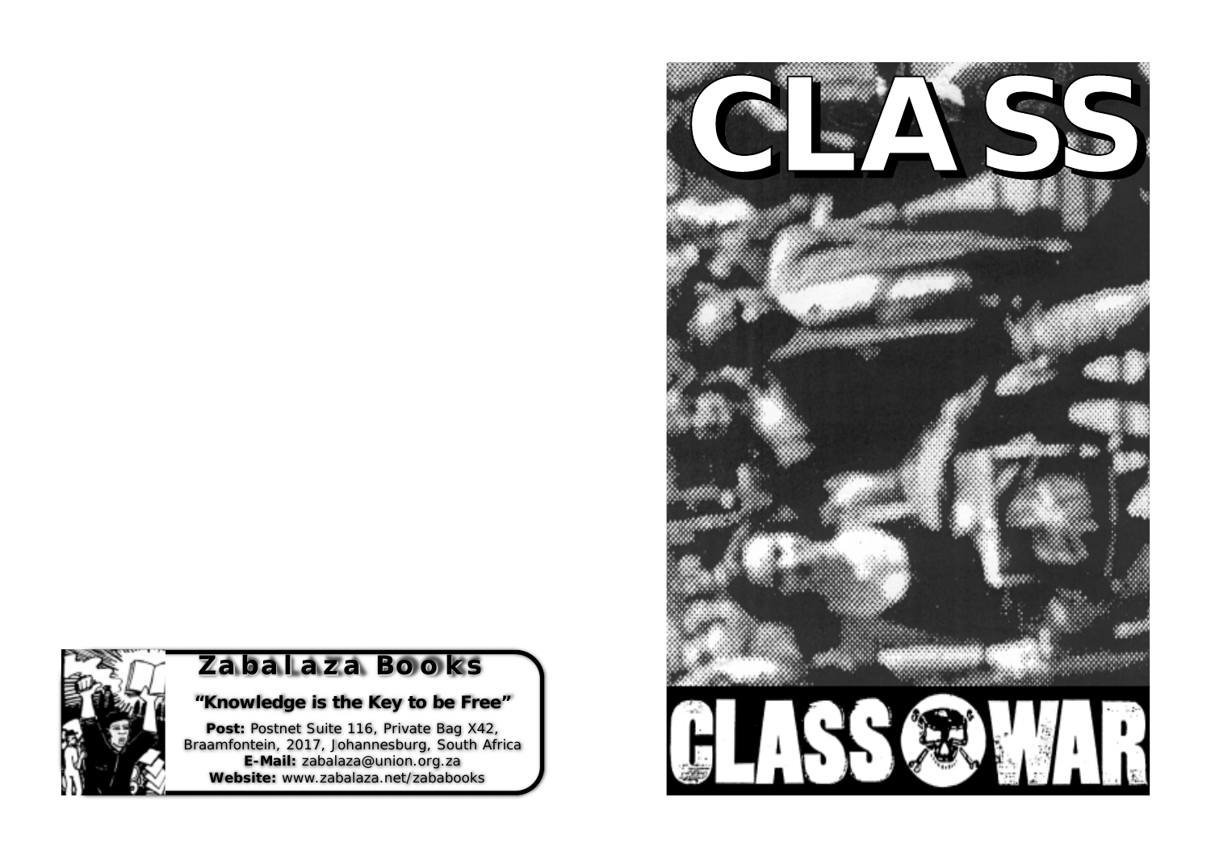# CLASS

## CLASS WAR

**Zabalaza Books**

**"Knowledge is the Key to be Free"**

**Post:** Postnet Suite 116, Private Bag X42, Braamfontein, 2017, Johannesburg, South Africa
**E-Mail:** zabalaza@union.org.za
**Website:** www.zabalaza.net/zababooks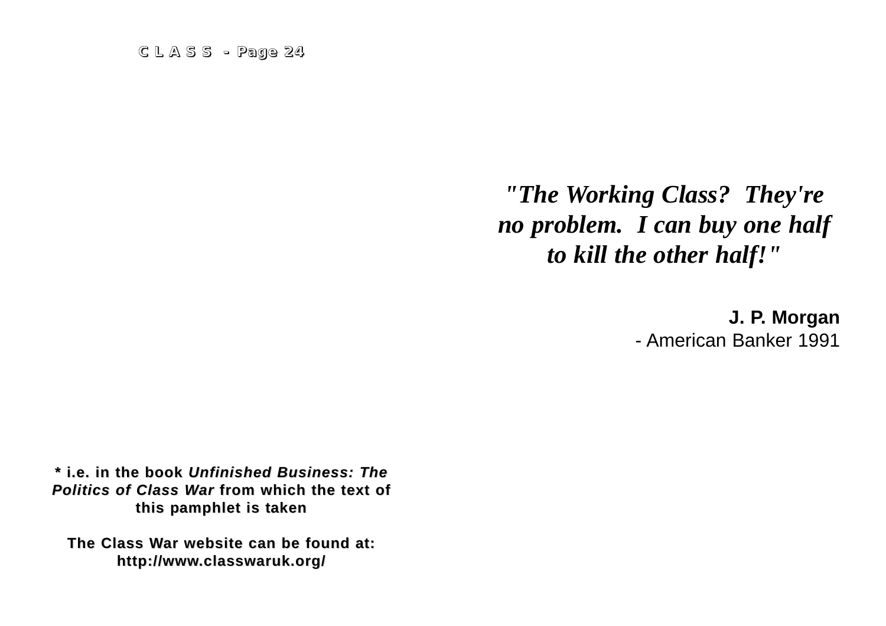***"The Working Class? They're no problem. I can buy one half to kill the other half!"***

**J. P. Morgan**
- American Banker 1991

**\* i.e. in the book *Unfinished Business: The Politics of Class War* from which the text of this pamphlet is taken**

**The Class War website can be found at: http://www.classwaruk.org/**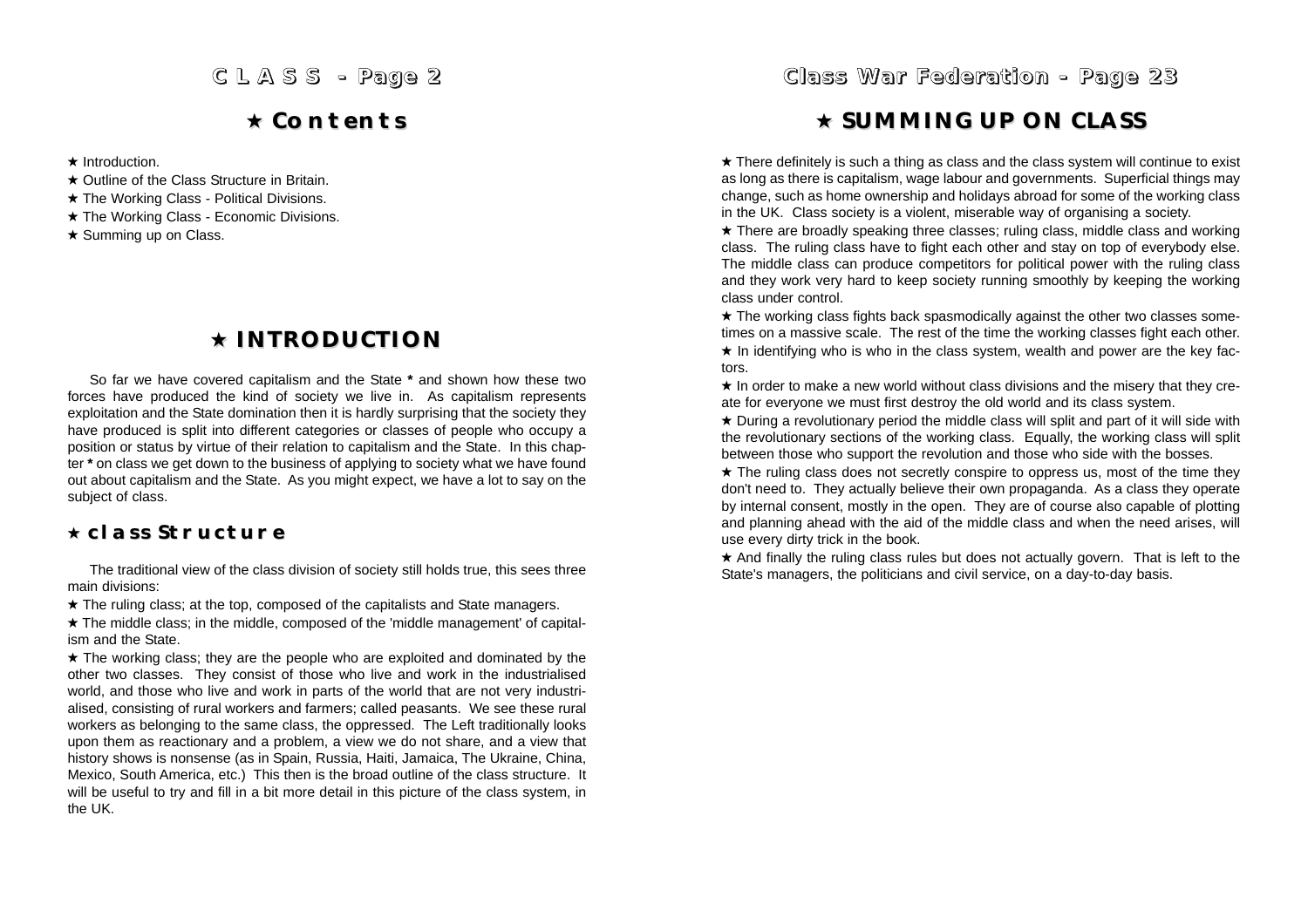## ★ Contents

★ Introduction.

★ Outline of the Class Structure in Britain.

★ The Working Class - Political Divisions.

★ The Working Class - Economic Divisions.

★ Summing up on Class.

## ★ INTRODUCTION

So far we have covered capitalism and the State * and shown how these two forces have produced the kind of society we live in. As capitalism represents exploitation and the State domination then it is hardly surprising that the society they have produced is split into different categories or classes of people who occupy a position or status by virtue of their relation to capitalism and the State. In this chapter * on class we get down to the business of applying to society what we have found out about capitalism and the State. As you might expect, we have a lot to say on the subject of class.

### ★ class Structure

The traditional view of the class division of society still holds true, this sees three main divisions:

★ The ruling class; at the top, composed of the capitalists and State managers.

★ The middle class; in the middle, composed of the 'middle management' of capitalism and the State.

★ The working class; they are the people who are exploited and dominated by the other two classes. They consist of those who live and work in the industrialised world, and those who live and work in parts of the world that are not very industrialised, consisting of rural workers and farmers; called peasants. We see these rural workers as belonging to the same class, the oppressed. The Left traditionally looks upon them as reactionary and a problem, a view we do not share, and a view that history shows is nonsense (as in Spain, Russia, Haiti, Jamaica, The Ukraine, China, Mexico, South America, etc.) This then is the broad outline of the class structure. It will be useful to try and fill in a bit more detail in this picture of the class system, in the UK.

## ★ SUMMING UP ON CLASS

★ There definitely is such a thing as class and the class system will continue to exist as long as there is capitalism, wage labour and governments. Superficial things may change, such as home ownership and holidays abroad for some of the working class in the UK. Class society is a violent, miserable way of organising a society.

★ There are broadly speaking three classes; ruling class, middle class and working class. The ruling class have to fight each other and stay on top of everybody else. The middle class can produce competitors for political power with the ruling class and they work very hard to keep society running smoothly by keeping the working class under control.

★ The working class fights back spasmodically against the other two classes sometimes on a massive scale. The rest of the time the working classes fight each other.

★ In identifying who is who in the class system, wealth and power are the key factors.

★ In order to make a new world without class divisions and the misery that they create for everyone we must first destroy the old world and its class system.

★ During a revolutionary period the middle class will split and part of it will side with the revolutionary sections of the working class. Equally, the working class will split between those who support the revolution and those who side with the bosses.

★ The ruling class does not secretly conspire to oppress us, most of the time they don't need to. They actually believe their own propaganda. As a class they operate by internal consent, mostly in the open. They are of course also capable of plotting and planning ahead with the aid of the middle class and when the need arises, will use every dirty trick in the book.

★ And finally the ruling class rules but does not actually govern. That is left to the State's managers, the politicians and civil service, on a day-to-day basis.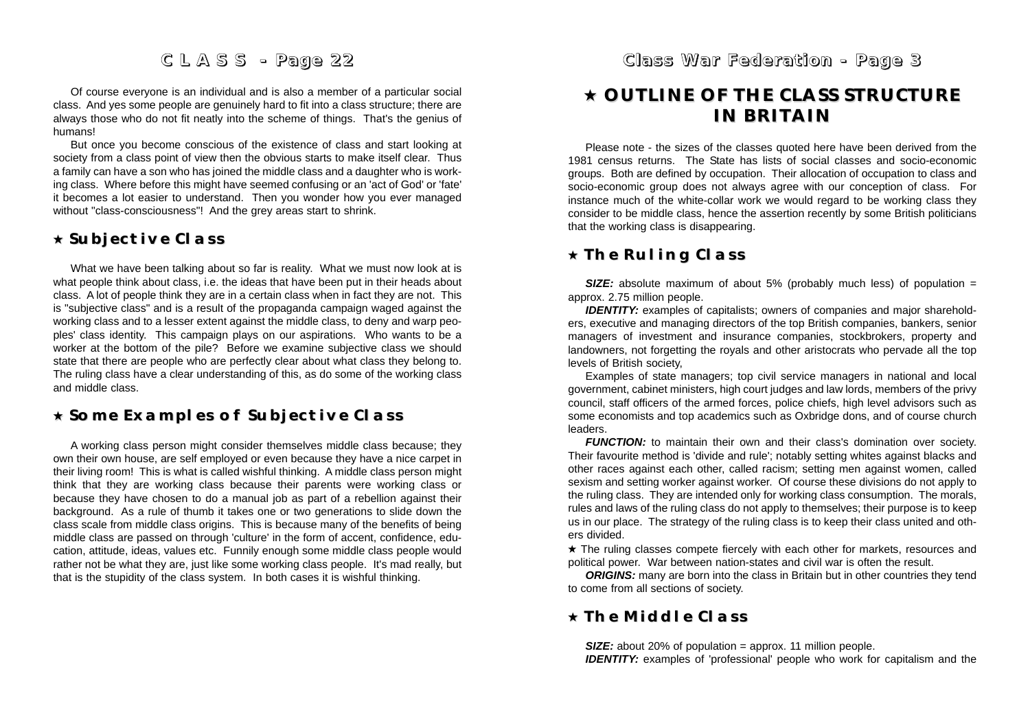Of course everyone is an individual and is also a member of a particular social class. And yes some people are genuinely hard to fit into a class structure; there are always those who do not fit neatly into the scheme of things. That's the genius of humans!

But once you become conscious of the existence of class and start looking at society from a class point of view then the obvious starts to make itself clear. Thus a family can have a son who has joined the middle class and a daughter who is working class. Where before this might have seemed confusing or an 'act of God' or 'fate' it becomes a lot easier to understand. Then you wonder how you ever managed without "class-consciousness"! And the grey areas start to shrink.

## ★ Subjective Class

What we have been talking about so far is reality. What we must now look at is what people think about class, i.e. the ideas that have been put in their heads about class. A lot of people think they are in a certain class when in fact they are not. This is "subjective class" and is a result of the propaganda campaign waged against the working class and to a lesser extent against the middle class, to deny and warp peoples' class identity. This campaign plays on our aspirations. Who wants to be a worker at the bottom of the pile? Before we examine subjective class we should state that there are people who are perfectly clear about what class they belong to. The ruling class have a clear understanding of this, as do some of the working class and middle class.

## ★ Some Examples of Subjective Class

A working class person might consider themselves middle class because; they own their own house, are self employed or even because they have a nice carpet in their living room! This is what is called wishful thinking. A middle class person might think that they are working class because their parents were working class or because they have chosen to do a manual job as part of a rebellion against their background. As a rule of thumb it takes one or two generations to slide down the class scale from middle class origins. This is because many of the benefits of being middle class are passed on through 'culture' in the form of accent, confidence, education, attitude, ideas, values etc. Funnily enough some middle class people would rather not be what they are, just like some working class people. It's mad really, but that is the stupidity of the class system. In both cases it is wishful thinking.

# ★ OUTLINE OF THE CLASS STRUCTURE IN BRITAIN

Please note - the sizes of the classes quoted here have been derived from the 1981 census returns. The State has lists of social classes and socio-economic groups. Both are defined by occupation. Their allocation of occupation to class and socio-economic group does not always agree with our conception of class. For instance much of the white-collar work we would regard to be working class they consider to be middle class, hence the assertion recently by some British politicians that the working class is disappearing.

## ★ The Ruling Class

***SIZE:*** absolute maximum of about 5% (probably much less) of population = approx. 2.75 million people.

***IDENTITY:*** examples of capitalists; owners of companies and major shareholders, executive and managing directors of the top British companies, bankers, senior managers of investment and insurance companies, stockbrokers, property and landowners, not forgetting the royals and other aristocrats who pervade all the top levels of British society,

Examples of state managers; top civil service managers in national and local government, cabinet ministers, high court judges and law lords, members of the privy council, staff officers of the armed forces, police chiefs, high level advisors such as some economists and top academics such as Oxbridge dons, and of course church leaders.

***FUNCTION:*** to maintain their own and their class's domination over society. Their favourite method is 'divide and rule'; notably setting whites against blacks and other races against each other, called racism; setting men against women, called sexism and setting worker against worker. Of course these divisions do not apply to the ruling class. They are intended only for working class consumption. The morals, rules and laws of the ruling class do not apply to themselves; their purpose is to keep us in our place. The strategy of the ruling class is to keep their class united and others divided.

★ The ruling classes compete fiercely with each other for markets, resources and political power. War between nation-states and civil war is often the result.

***ORIGINS:*** many are born into the class in Britain but in other countries they tend to come from all sections of society.

## ★ The Middle Class

***SIZE:*** about 20% of population = approx. 11 million people.

***IDENTITY:*** examples of 'professional' people who work for capitalism and the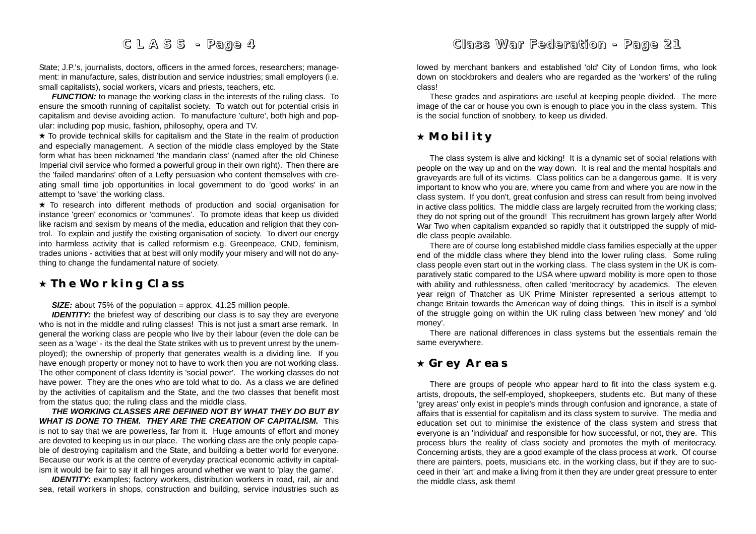State; J.P.'s, journalists, doctors, officers in the armed forces, researchers; management: in manufacture, sales, distribution and service industries; small employers (i.e. small capitalists), social workers, vicars and priests, teachers, etc.

***FUNCTION:*** to manage the working class in the interests of the ruling class. To ensure the smooth running of capitalist society. To watch out for potential crisis in capitalism and devise avoiding action. To manufacture 'culture', both high and popular: including pop music, fashion, philosophy, opera and TV.

★ To provide technical skills for capitalism and the State in the realm of production and especially management. A section of the middle class employed by the State form what has been nicknamed 'the mandarin class' (named after the old Chinese Imperial civil service who formed a powerful group in their own right). Then there are the 'failed mandarins' often of a Lefty persuasion who content themselves with creating small time job opportunities in local government to do 'good works' in an attempt to 'save' the working class.

★ To research into different methods of production and social organisation for instance 'green' economics or 'communes'. To promote ideas that keep us divided like racism and sexism by means of the media, education and religion that they control. To explain and justify the existing organisation of society. To divert our energy into harmless activity that is called reformism e.g. Greenpeace, CND, feminism, trades unions - activities that at best will only modify your misery and will not do anything to change the fundamental nature of society.

## ★ The Working Class

***SIZE:*** about 75% of the population = approx. 41.25 million people.

***IDENTITY:*** the briefest way of describing our class is to say they are everyone who is not in the middle and ruling classes! This is not just a smart arse remark. In general the working class are people who live by their labour (even the dole can be seen as a 'wage' - its the deal the State strikes with us to prevent unrest by the unemployed); the ownership of property that generates wealth is a dividing line. If you have enough property or money not to have to work then you are not working class. The other component of class Identity is 'social power'. The working classes do not have power. They are the ones who are told what to do. As a class we are defined by the activities of capitalism and the State, and the two classes that benefit most from the status quo; the ruling class and the middle class.

***THE WORKING CLASSES ARE DEFINED NOT BY WHAT THEY DO BUT BY WHAT IS DONE TO THEM. THEY ARE THE CREATION OF CAPITALISM.*** This is not to say that we are powerless, far from it. Huge amounts of effort and money are devoted to keeping us in our place. The working class are the only people capable of destroying capitalism and the State, and building a better world for everyone. Because our work is at the centre of everyday practical economic activity in capitalism it would be fair to say it all hinges around whether we want to 'play the game'.

***IDENTITY:*** examples; factory workers, distribution workers in road, rail, air and sea, retail workers in shops, construction and building, service industries such as

lowed by merchant bankers and established 'old' City of London firms, who look down on stockbrokers and dealers who are regarded as the 'workers' of the ruling class!

These grades and aspirations are useful at keeping people divided. The mere image of the car or house you own is enough to place you in the class system. This is the social function of snobbery, to keep us divided.

## ★ Mobility

The class system is alive and kicking! It is a dynamic set of social relations with people on the way up and on the way down. It is real and the mental hospitals and graveyards are full of its victims. Class politics can be a dangerous game. It is very important to know who you are, where you came from and where you are now in the class system. If you don't, great confusion and stress can result from being involved in active class politics. The middle class are largely recruited from the working class; they do not spring out of the ground! This recruitment has grown largely after World War Two when capitalism expanded so rapidly that it outstripped the supply of middle class people available.

There are of course long established middle class families especially at the upper end of the middle class where they blend into the lower ruling class. Some ruling class people even start out in the working class. The class system in the UK is comparatively static compared to the USA where upward mobility is more open to those with ability and ruthlessness, often called 'meritocracy' by academics. The eleven year reign of Thatcher as UK Prime Minister represented a serious attempt to change Britain towards the American way of doing things. This in itself is a symbol of the struggle going on within the UK ruling class between 'new money' and 'old money'.

There are national differences in class systems but the essentials remain the same everywhere.

## ★ Grey Areas

There are groups of people who appear hard to fit into the class system e.g. artists, dropouts, the self-employed, shopkeepers, students etc. But many of these 'grey areas' only exist in people's minds through confusion and ignorance, a state of affairs that is essential for capitalism and its class system to survive. The media and education set out to minimise the existence of the class system and stress that everyone is an 'individual' and responsible for how successful, or not, they are. This process blurs the reality of class society and promotes the myth of meritocracy. Concerning artists, they are a good example of the class process at work. Of course there are painters, poets, musicians etc. in the working class, but if they are to succeed in their 'art' and make a living from it then they are under great pressure to enter the middle class, ask them!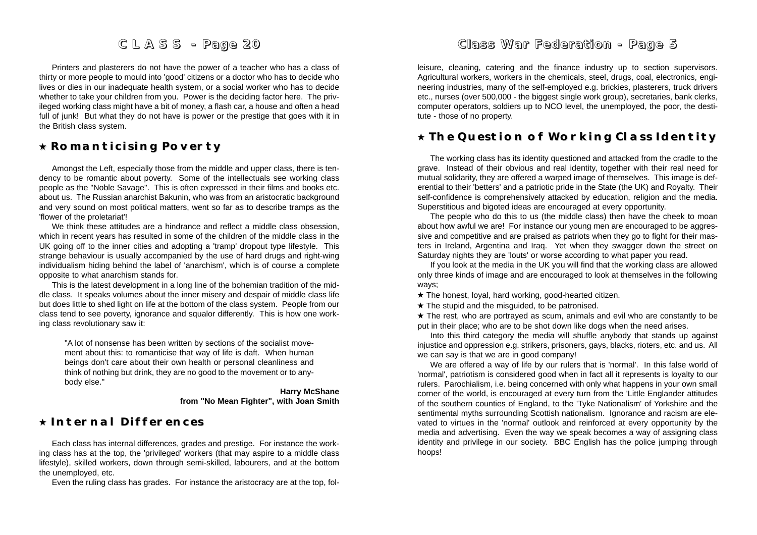Printers and plasterers do not have the power of a teacher who has a class of thirty or more people to mould into 'good' citizens or a doctor who has to decide who lives or dies in our inadequate health system, or a social worker who has to decide whether to take your children from you. Power is the deciding factor here. The privileged working class might have a bit of money, a flash car, a house and often a head full of junk! But what they do not have is power or the prestige that goes with it in the British class system.

## ★ Romanticising Poverty

Amongst the Left, especially those from the middle and upper class, there is tendency to be romantic about poverty. Some of the intellectuals see working class people as the "Noble Savage". This is often expressed in their films and books etc. about us. The Russian anarchist Bakunin, who was from an aristocratic background and very sound on most political matters, went so far as to describe tramps as the 'flower of the proletariat'!

We think these attitudes are a hindrance and reflect a middle class obsession, which in recent years has resulted in some of the children of the middle class in the UK going off to the inner cities and adopting a 'tramp' dropout type lifestyle. This strange behaviour is usually accompanied by the use of hard drugs and right-wing individualism hiding behind the label of 'anarchism', which is of course a complete opposite to what anarchism stands for.

This is the latest development in a long line of the bohemian tradition of the middle class. It speaks volumes about the inner misery and despair of middle class life but does little to shed light on life at the bottom of the class system. People from our class tend to see poverty, ignorance and squalor differently. This is how one working class revolutionary saw it:

> "A lot of nonsense has been written by sections of the socialist movement about this: to romanticise that way of life is daft. When human beings don't care about their own health or personal cleanliness and think of nothing but drink, they are no good to the movement or to anybody else."
>
> **Harry McShane**
> **from "No Mean Fighter", with Joan Smith**

## ★ Internal Differences

Each class has internal differences, grades and prestige. For instance the working class has at the top, the 'privileged' workers (that may aspire to a middle class lifestyle), skilled workers, down through semi-skilled, labourers, and at the bottom the unemployed, etc.

Even the ruling class has grades. For instance the aristocracy are at the top, fol-

leisure, cleaning, catering and the finance industry up to section supervisors. Agricultural workers, workers in the chemicals, steel, drugs, coal, electronics, engineering industries, many of the self-employed e.g. brickies, plasterers, truck drivers etc., nurses (over 500,000 - the biggest single work group), secretaries, bank clerks, computer operators, soldiers up to NCO level, the unemployed, the poor, the destitute - those of no property.

## ★ The Question of Working Class Identity

The working class has its identity questioned and attacked from the cradle to the grave. Instead of their obvious and real identity, together with their real need for mutual solidarity, they are offered a warped image of themselves. This image is deferential to their 'betters' and a patriotic pride in the State (the UK) and Royalty. Their self-confidence is comprehensively attacked by education, religion and the media. Superstitious and bigoted ideas are encouraged at every opportunity.

The people who do this to us (the middle class) then have the cheek to moan about how awful we are! For instance our young men are encouraged to be aggressive and competitive and are praised as patriots when they go to fight for their masters in Ireland, Argentina and Iraq. Yet when they swagger down the street on Saturday nights they are 'louts' or worse according to what paper you read.

If you look at the media in the UK you will find that the working class are allowed only three kinds of image and are encouraged to look at themselves in the following ways;

★ The honest, loyal, hard working, good-hearted citizen.

★ The stupid and the misguided, to be patronised.

★ The rest, who are portrayed as scum, animals and evil who are constantly to be put in their place; who are to be shot down like dogs when the need arises.

Into this third category the media will shuffle anybody that stands up against injustice and oppression e.g. strikers, prisoners, gays, blacks, rioters, etc. and us. All we can say is that we are in good company!

We are offered a way of life by our rulers that is 'normal'. In this false world of 'normal', patriotism is considered good when in fact all it represents is loyalty to our rulers. Parochialism, i.e. being concerned with only what happens in your own small corner of the world, is encouraged at every turn from the 'Little Englander attitudes of the southern counties of England, to the 'Tyke Nationalism' of Yorkshire and the sentimental myths surrounding Scottish nationalism. Ignorance and racism are elevated to virtues in the 'normal' outlook and reinforced at every opportunity by the media and advertising. Even the way we speak becomes a way of assigning class identity and privilege in our society. BBC English has the police jumping through hoops!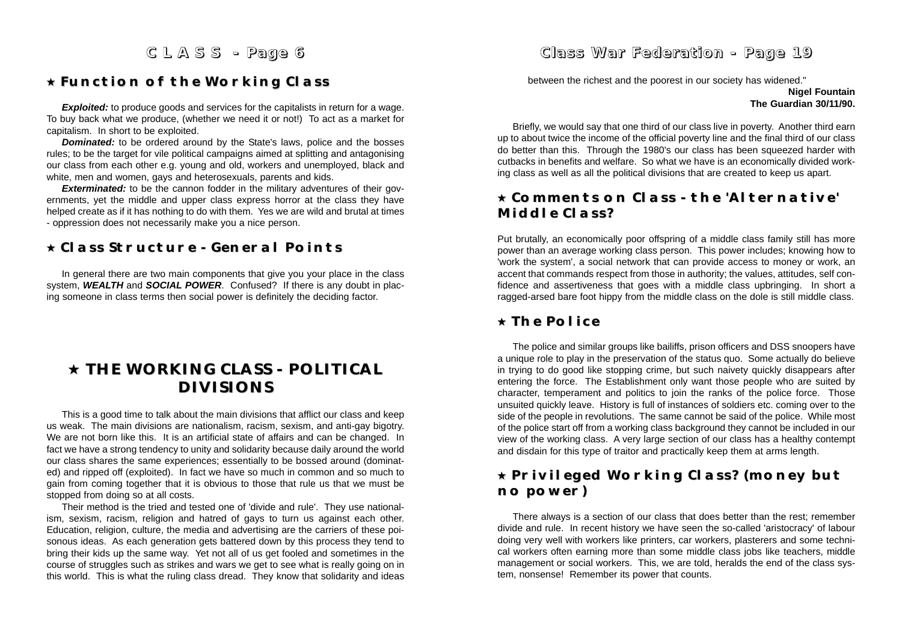## ★ Function of the Working Class

***Exploited:*** to produce goods and services for the capitalists in return for a wage. To buy back what we produce, (whether we need it or not!) To act as a market for capitalism. In short to be exploited.

***Dominated:*** to be ordered around by the State's laws, police and the bosses rules; to be the target for vile political campaigns aimed at splitting and antagonising our class from each other e.g. young and old, workers and unemployed, black and white, men and women, gays and heterosexuals, parents and kids.

***Exterminated:*** to be the cannon fodder in the military adventures of their governments, yet the middle and upper class express horror at the class they have helped create as if it has nothing to do with them. Yes we are wild and brutal at times - oppression does not necessarily make you a nice person.

## ★ Class Structure - General Points

In general there are two main components that give you your place in the class system, ***WEALTH*** and ***SOCIAL POWER***. Confused? If there is any doubt in placing someone in class terms then social power is definitely the deciding factor.

# ★ THE WORKING CLASS - POLITICAL DIVISIONS

This is a good time to talk about the main divisions that afflict our class and keep us weak. The main divisions are nationalism, racism, sexism, and anti-gay bigotry. We are not born like this. It is an artificial state of affairs and can be changed. In fact we have a strong tendency to unity and solidarity because daily around the world our class shares the same experiences; essentially to be bossed around (dominated) and ripped off (exploited). In fact we have so much in common and so much to gain from coming together that it is obvious to those that rule us that we must be stopped from doing so at all costs.

Their method is the tried and tested one of 'divide and rule'. They use nationalism, sexism, racism, religion and hatred of gays to turn us against each other. Education, religion, culture, the media and advertising are the carriers of these poisonous ideas. As each generation gets battered down by this process they tend to bring their kids up the same way. Yet not all of us get fooled and sometimes in the course of struggles such as strikes and wars we get to see what is really going on in this world. This is what the ruling class dread. They know that solidarity and ideas

between the richest and the poorest in our society has widened."

**Nigel Fountain**
**The Guardian 30/11/90.**

Briefly, we would say that one third of our class live in poverty. Another third earn up to about twice the income of the official poverty line and the final third of our class do better than this. Through the 1980's our class has been squeezed harder with cutbacks in benefits and welfare. So what we have is an economically divided working class as well as all the political divisions that are created to keep us apart.

## ★ Comments on Class - the 'Alternative' Middle Class?

Put brutally, an economically poor offspring of a middle class family still has more power than an average working class person. This power includes; knowing how to 'work the system', a social network that can provide access to money or work, an accent that commands respect from those in authority; the values, attitudes, self confidence and assertiveness that goes with a middle class upbringing. In short a ragged-arsed bare foot hippy from the middle class on the dole is still middle class.

## ★ The Police

The police and similar groups like bailiffs, prison officers and DSS snoopers have a unique role to play in the preservation of the status quo. Some actually do believe in trying to do good like stopping crime, but such naivety quickly disappears after entering the force. The Establishment only want those people who are suited by character, temperament and politics to join the ranks of the police force. Those unsuited quickly leave. History is full of instances of soldiers etc. coming over to the side of the people in revolutions. The same cannot be said of the police. While most of the police start off from a working class background they cannot be included in our view of the working class. A very large section of our class has a healthy contempt and disdain for this type of traitor and practically keep them at arms length.

## ★ Privileged Working Class? (money but no power)

There always is a section of our class that does better than the rest; remember divide and rule. In recent history we have seen the so-called 'aristocracy' of labour doing very well with workers like printers, car workers, plasterers and some technical workers often earning more than some middle class jobs like teachers, middle management or social workers. This, we are told, heralds the end of the class system, nonsense! Remember its power that counts.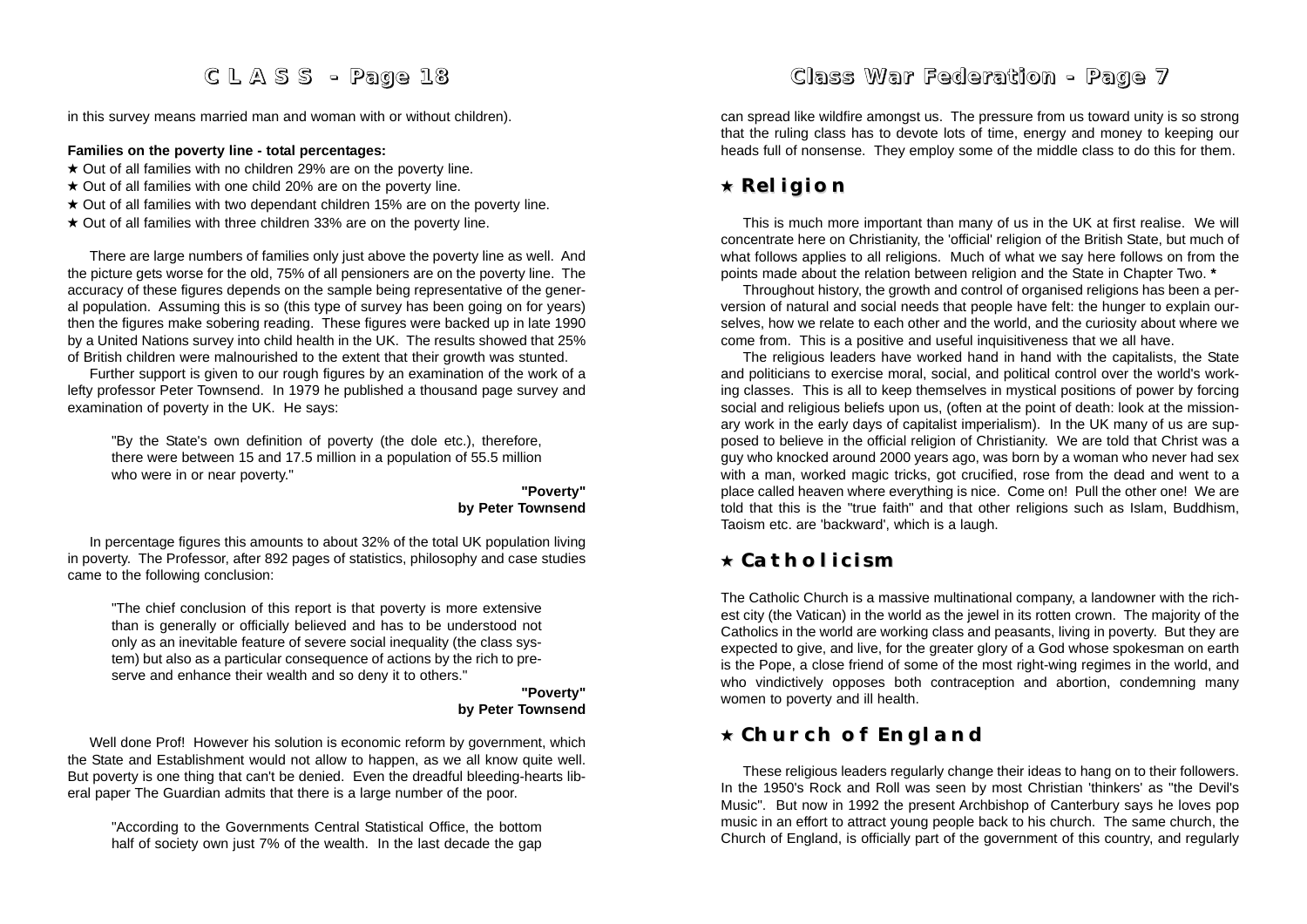in this survey means married man and woman with or without children).

**Families on the poverty line - total percentages:**

★ Out of all families with no children 29% are on the poverty line.
★ Out of all families with one child 20% are on the poverty line.
★ Out of all families with two dependant children 15% are on the poverty line.
★ Out of all families with three children 33% are on the poverty line.

There are large numbers of families only just above the poverty line as well. And the picture gets worse for the old, 75% of all pensioners are on the poverty line. The accuracy of these figures depends on the sample being representative of the general population. Assuming this is so (this type of survey has been going on for years) then the figures make sobering reading. These figures were backed up in late 1990 by a United Nations survey into child health in the UK. The results showed that 25% of British children were malnourished to the extent that their growth was stunted.

Further support is given to our rough figures by an examination of the work of a lefty professor Peter Townsend. In 1979 he published a thousand page survey and examination of poverty in the UK. He says:

> "By the State's own definition of poverty (the dole etc.), therefore, there were between 15 and 17.5 million in a population of 55.5 million who were in or near poverty."
>
> **"Poverty" by Peter Townsend**

In percentage figures this amounts to about 32% of the total UK population living in poverty. The Professor, after 892 pages of statistics, philosophy and case studies came to the following conclusion:

> "The chief conclusion of this report is that poverty is more extensive than is generally or officially believed and has to be understood not only as an inevitable feature of severe social inequality (the class system) but also as a particular consequence of actions by the rich to preserve and enhance their wealth and so deny it to others."
>
> **"Poverty" by Peter Townsend**

Well done Prof! However his solution is economic reform by government, which the State and Establishment would not allow to happen, as we all know quite well. But poverty is one thing that can't be denied. Even the dreadful bleeding-hearts liberal paper The Guardian admits that there is a large number of the poor.

> "According to the Governments Central Statistical Office, the bottom half of society own just 7% of the wealth. In the last decade the gap

can spread like wildfire amongst us. The pressure from us toward unity is so strong that the ruling class has to devote lots of time, energy and money to keeping our heads full of nonsense. They employ some of the middle class to do this for them.

## ★ Religion

This is much more important than many of us in the UK at first realise. We will concentrate here on Christianity, the 'official' religion of the British State, but much of what follows applies to all religions. Much of what we say here follows on from the points made about the relation between religion and the State in Chapter Two. *

Throughout history, the growth and control of organised religions has been a perversion of natural and social needs that people have felt: the hunger to explain ourselves, how we relate to each other and the world, and the curiosity about where we come from. This is a positive and useful inquisitiveness that we all have.

The religious leaders have worked hand in hand with the capitalists, the State and politicians to exercise moral, social, and political control over the world's working classes. This is all to keep themselves in mystical positions of power by forcing social and religious beliefs upon us, (often at the point of death: look at the missionary work in the early days of capitalist imperialism). In the UK many of us are supposed to believe in the official religion of Christianity. We are told that Christ was a guy who knocked around 2000 years ago, was born by a woman who never had sex with a man, worked magic tricks, got crucified, rose from the dead and went to a place called heaven where everything is nice. Come on! Pull the other one! We are told that this is the "true faith" and that other religions such as Islam, Buddhism, Taoism etc. are 'backward', which is a laugh.

## ★ Catholicism

The Catholic Church is a massive multinational company, a landowner with the richest city (the Vatican) in the world as the jewel in its rotten crown. The majority of the Catholics in the world are working class and peasants, living in poverty. But they are expected to give, and live, for the greater glory of a God whose spokesman on earth is the Pope, a close friend of some of the most right-wing regimes in the world, and who vindictively opposes both contraception and abortion, condemning many women to poverty and ill health.

## ★ Church of England

These religious leaders regularly change their ideas to hang on to their followers. In the 1950's Rock and Roll was seen by most Christian 'thinkers' as "the Devil's Music". But now in 1992 the present Archbishop of Canterbury says he loves pop music in an effort to attract young people back to his church. The same church, the Church of England, is officially part of the government of this country, and regularly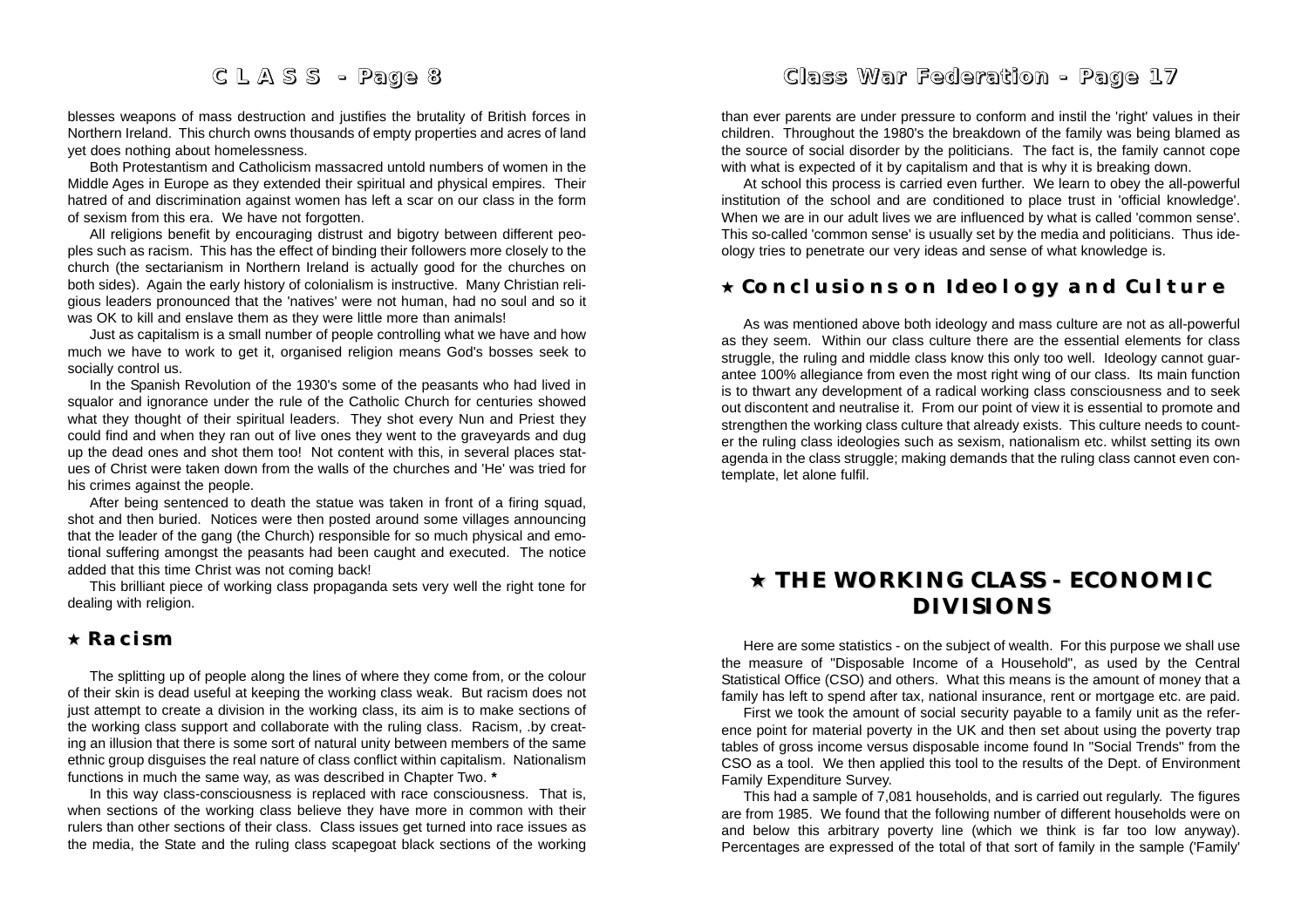blesses weapons of mass destruction and justifies the brutality of British forces in Northern Ireland. This church owns thousands of empty properties and acres of land yet does nothing about homelessness.

Both Protestantism and Catholicism massacred untold numbers of women in the Middle Ages in Europe as they extended their spiritual and physical empires. Their hatred of and discrimination against women has left a scar on our class in the form of sexism from this era. We have not forgotten.

All religions benefit by encouraging distrust and bigotry between different peoples such as racism. This has the effect of binding their followers more closely to the church (the sectarianism in Northern Ireland is actually good for the churches on both sides). Again the early history of colonialism is instructive. Many Christian religious leaders pronounced that the 'natives' were not human, had no soul and so it was OK to kill and enslave them as they were little more than animals!

Just as capitalism is a small number of people controlling what we have and how much we have to work to get it, organised religion means God's bosses seek to socially control us.

In the Spanish Revolution of the 1930's some of the peasants who had lived in squalor and ignorance under the rule of the Catholic Church for centuries showed what they thought of their spiritual leaders. They shot every Nun and Priest they could find and when they ran out of live ones they went to the graveyards and dug up the dead ones and shot them too! Not content with this, in several places statues of Christ were taken down from the walls of the churches and 'He' was tried for his crimes against the people.

After being sentenced to death the statue was taken in front of a firing squad, shot and then buried. Notices were then posted around some villages announcing that the leader of the gang (the Church) responsible for so much physical and emotional suffering amongst the peasants had been caught and executed. The notice added that this time Christ was not coming back!

This brilliant piece of working class propaganda sets very well the right tone for dealing with religion.

## ★ Racism

The splitting up of people along the lines of where they come from, or the colour of their skin is dead useful at keeping the working class weak. But racism does not just attempt to create a division in the working class, its aim is to make sections of the working class support and collaborate with the ruling class. Racism, .by creating an illusion that there is some sort of natural unity between members of the same ethnic group disguises the real nature of class conflict within capitalism. Nationalism functions in much the same way, as was described in Chapter Two. *

In this way class-consciousness is replaced with race consciousness. That is, when sections of the working class believe they have more in common with their rulers than other sections of their class. Class issues get turned into race issues as the media, the State and the ruling class scapegoat black sections of the working

than ever parents are under pressure to conform and instil the 'right' values in their children. Throughout the 1980's the breakdown of the family was being blamed as the source of social disorder by the politicians. The fact is, the family cannot cope with what is expected of it by capitalism and that is why it is breaking down.

At school this process is carried even further. We learn to obey the all-powerful institution of the school and are conditioned to place trust in 'official knowledge'. When we are in our adult lives we are influenced by what is called 'common sense'. This so-called 'common sense' is usually set by the media and politicians. Thus ideology tries to penetrate our very ideas and sense of what knowledge is.

## ★ Conclusions on Ideology and Culture

As was mentioned above both ideology and mass culture are not as all-powerful as they seem. Within our class culture there are the essential elements for class struggle, the ruling and middle class know this only too well. Ideology cannot guarantee 100% allegiance from even the most right wing of our class. Its main function is to thwart any development of a radical working class consciousness and to seek out discontent and neutralise it. From our point of view it is essential to promote and strengthen the working class culture that already exists. This culture needs to counter the ruling class ideologies such as sexism, nationalism etc. whilst setting its own agenda in the class struggle; making demands that the ruling class cannot even contemplate, let alone fulfil.

# ★ THE WORKING CLASS - ECONOMIC DIVISIONS

Here are some statistics - on the subject of wealth. For this purpose we shall use the measure of "Disposable Income of a Household", as used by the Central Statistical Office (CSO) and others. What this means is the amount of money that a family has left to spend after tax, national insurance, rent or mortgage etc. are paid.

First we took the amount of social security payable to a family unit as the reference point for material poverty in the UK and then set about using the poverty trap tables of gross income versus disposable income found In "Social Trends" from the CSO as a tool. We then applied this tool to the results of the Dept. of Environment Family Expenditure Survey.

This had a sample of 7,081 households, and is carried out regularly. The figures are from 1985. We found that the following number of different households were on and below this arbitrary poverty line (which we think is far too low anyway). Percentages are expressed of the total of that sort of family in the sample ('Family'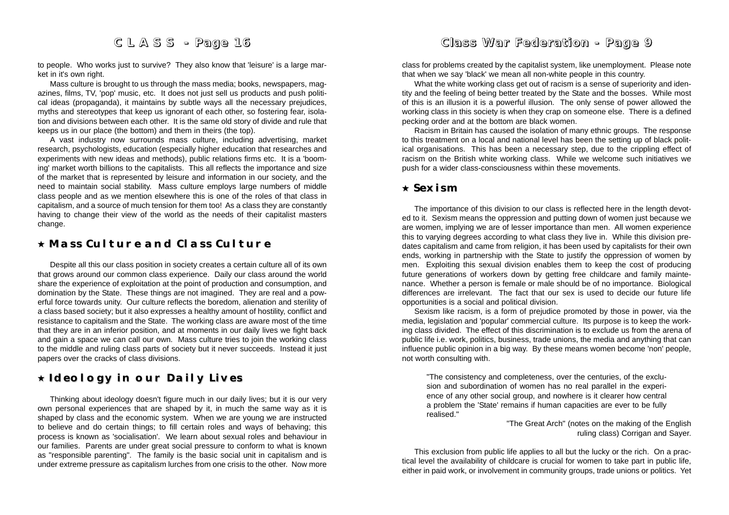to people. Who works just to survive? They also know that 'leisure' is a large market in it's own right.

Mass culture is brought to us through the mass media; books, newspapers, magazines, films, TV, 'pop' music, etc. It does not just sell us products and push political ideas (propaganda), it maintains by subtle ways all the necessary prejudices, myths and stereotypes that keep us ignorant of each other, so fostering fear, isolation and divisions between each other. It is the same old story of divide and rule that keeps us in our place (the bottom) and them in theirs (the top).

A vast industry now surrounds mass culture, including advertising, market research, psychologists, education (especially higher education that researches and experiments with new ideas and methods), public relations firms etc. It is a 'booming' market worth billions to the capitalists. This all reflects the importance and size of the market that is represented by leisure and information in our society, and the need to maintain social stability. Mass culture employs large numbers of middle class people and as we mention elsewhere this is one of the roles of that class in capitalism, and a source of much tension for them too! As a class they are constantly having to change their view of the world as the needs of their capitalist masters change.

## ★ Mass Culture and Class Culture

Despite all this our class position in society creates a certain culture all of its own that grows around our common class experience. Daily our class around the world share the experience of exploitation at the point of production and consumption, and domination by the State. These things are not imagined. They are real and a powerful force towards unity. Our culture reflects the boredom, alienation and sterility of a class based society; but it also expresses a healthy amount of hostility, conflict and resistance to capitalism and the State. The working class are aware most of the time that they are in an inferior position, and at moments in our daily lives we fight back and gain a space we can call our own. Mass culture tries to join the working class to the middle and ruling class parts of society but it never succeeds. Instead it just papers over the cracks of class divisions.

## ★ Ideology in our Daily Lives

Thinking about ideology doesn't figure much in our daily lives; but it is our very own personal experiences that are shaped by it, in much the same way as it is shaped by class and the economic system. When we are young we are instructed to believe and do certain things; to fill certain roles and ways of behaving; this process is known as 'socialisation'. We learn about sexual roles and behaviour in our families. Parents are under great social pressure to conform to what is known as "responsible parenting". The family is the basic social unit in capitalism and is under extreme pressure as capitalism lurches from one crisis to the other. Now more

class for problems created by the capitalist system, like unemployment. Please note that when we say 'black' we mean all non-white people in this country.

What the white working class get out of racism is a sense of superiority and identity and the feeling of being better treated by the State and the bosses. While most of this is an illusion it is a powerful illusion. The only sense of power allowed the working class in this society is when they crap on someone else. There is a defined pecking order and at the bottom are black women.

Racism in Britain has caused the isolation of many ethnic groups. The response to this treatment on a local and national level has been the setting up of black political organisations. This has been a necessary step, due to the crippling effect of racism on the British white working class. While we welcome such initiatives we push for a wider class-consciousness within these movements.

## ★ Sexism

The importance of this division to our class is reflected here in the length devoted to it. Sexism means the oppression and putting down of women just because we are women, implying we are of lesser importance than men. All women experience this to varying degrees according to what class they live in. While this division predates capitalism and came from religion, it has been used by capitalists for their own ends, working in partnership with the State to justify the oppression of women by men. Exploiting this sexual division enables them to keep the cost of producing future generations of workers down by getting free childcare and family maintenance. Whether a person is female or male should be of no importance. Biological differences are irrelevant. The fact that our sex is used to decide our future life opportunities is a social and political division.

Sexism like racism, is a form of prejudice promoted by those in power, via the media, legislation and 'popular' commercial culture. Its purpose is to keep the working class divided. The effect of this discrimination is to exclude us from the arena of public life i.e. work, politics, business, trade unions, the media and anything that can influence public opinion in a big way. By these means women become 'non' people, not worth consulting with.

> "The consistency and completeness, over the centuries, of the exclusion and subordination of women has no real parallel in the experience of any other social group, and nowhere is it clearer how central a problem the 'State' remains if human capacities are ever to be fully realised."
>
> "The Great Arch" (notes on the making of the English ruling class) Corrigan and Sayer.

This exclusion from public life applies to all but the lucky or the rich. On a practical level the availability of childcare is crucial for women to take part in public life, either in paid work, or involvement in community groups, trade unions or politics. Yet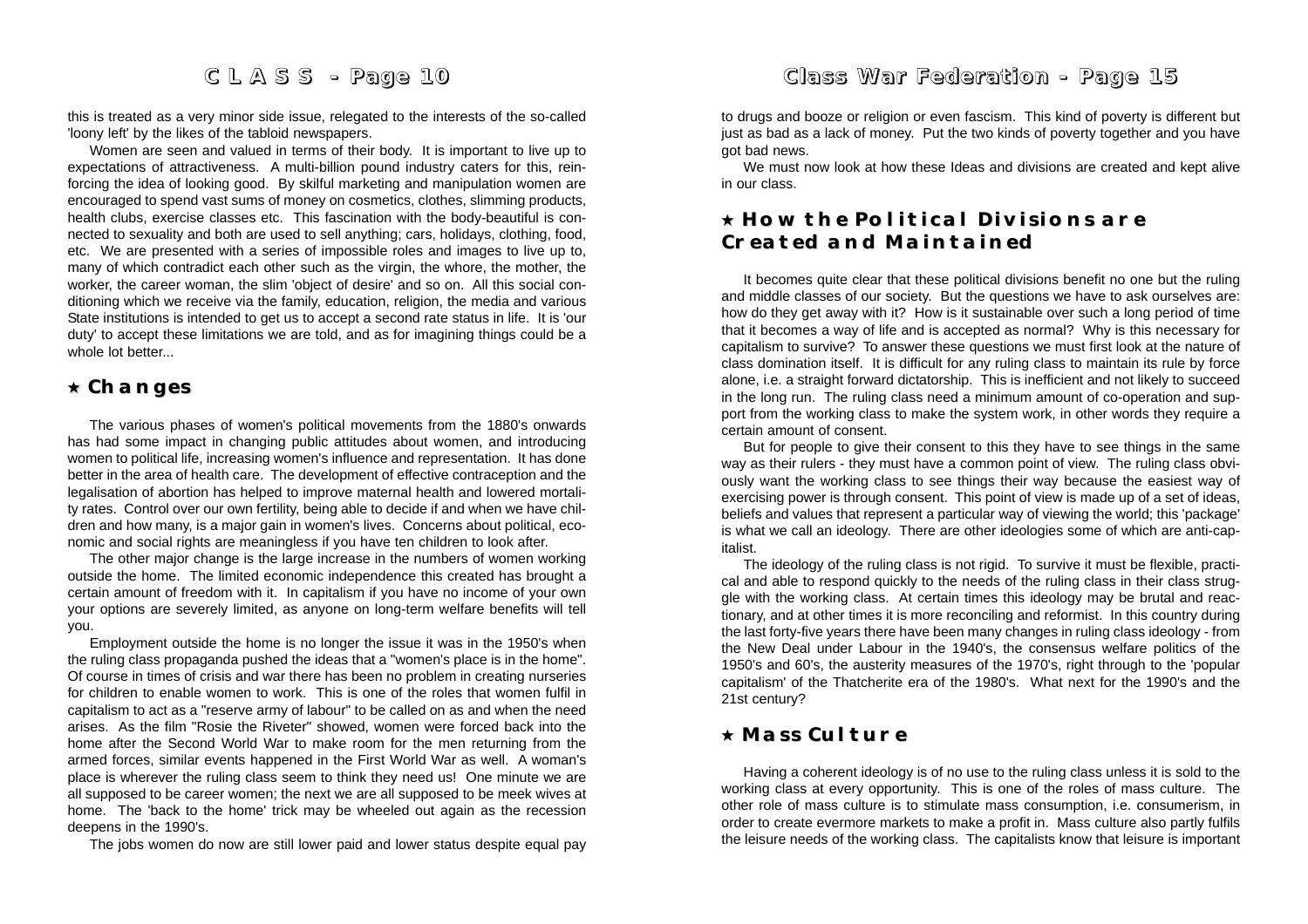this is treated as a very minor side issue, relegated to the interests of the so-called 'loony left' by the likes of the tabloid newspapers.

Women are seen and valued in terms of their body. It is important to live up to expectations of attractiveness. A multi-billion pound industry caters for this, reinforcing the idea of looking good. By skilful marketing and manipulation women are encouraged to spend vast sums of money on cosmetics, clothes, slimming products, health clubs, exercise classes etc. This fascination with the body-beautiful is connected to sexuality and both are used to sell anything; cars, holidays, clothing, food, etc. We are presented with a series of impossible roles and images to live up to, many of which contradict each other such as the virgin, the whore, the mother, the worker, the career woman, the slim 'object of desire' and so on. All this social conditioning which we receive via the family, education, religion, the media and various State institutions is intended to get us to accept a second rate status in life. It is 'our duty' to accept these limitations we are told, and as for imagining things could be a whole lot better...

## ★ Changes

The various phases of women's political movements from the 1880's onwards has had some impact in changing public attitudes about women, and introducing women to political life, increasing women's influence and representation. It has done better in the area of health care. The development of effective contraception and the legalisation of abortion has helped to improve maternal health and lowered mortality rates. Control over our own fertility, being able to decide if and when we have children and how many, is a major gain in women's lives. Concerns about political, economic and social rights are meaningless if you have ten children to look after.

The other major change is the large increase in the numbers of women working outside the home. The limited economic independence this created has brought a certain amount of freedom with it. In capitalism if you have no income of your own your options are severely limited, as anyone on long-term welfare benefits will tell you.

Employment outside the home is no longer the issue it was in the 1950's when the ruling class propaganda pushed the ideas that a "women's place is in the home". Of course in times of crisis and war there has been no problem in creating nurseries for children to enable women to work. This is one of the roles that women fulfil in capitalism to act as a "reserve army of labour" to be called on as and when the need arises. As the film "Rosie the Riveter" showed, women were forced back into the home after the Second World War to make room for the men returning from the armed forces, similar events happened in the First World War as well. A woman's place is wherever the ruling class seem to think they need us! One minute we are all supposed to be career women; the next we are all supposed to be meek wives at home. The 'back to the home' trick may be wheeled out again as the recession deepens in the 1990's.

The jobs women do now are still lower paid and lower status despite equal pay

to drugs and booze or religion or even fascism. This kind of poverty is different but just as bad as a lack of money. Put the two kinds of poverty together and you have got bad news.

We must now look at how these Ideas and divisions are created and kept alive in our class.

## ★ How the Political Divisions are Created and Maintained

It becomes quite clear that these political divisions benefit no one but the ruling and middle classes of our society. But the questions we have to ask ourselves are: how do they get away with it? How is it sustainable over such a long period of time that it becomes a way of life and is accepted as normal? Why is this necessary for capitalism to survive? To answer these questions we must first look at the nature of class domination itself. It is difficult for any ruling class to maintain its rule by force alone, i.e. a straight forward dictatorship. This is inefficient and not likely to succeed in the long run. The ruling class need a minimum amount of co-operation and support from the working class to make the system work, in other words they require a certain amount of consent.

But for people to give their consent to this they have to see things in the same way as their rulers - they must have a common point of view. The ruling class obviously want the working class to see things their way because the easiest way of exercising power is through consent. This point of view is made up of a set of ideas, beliefs and values that represent a particular way of viewing the world; this 'package' is what we call an ideology. There are other ideologies some of which are anti-capitalist.

The ideology of the ruling class is not rigid. To survive it must be flexible, practical and able to respond quickly to the needs of the ruling class in their class struggle with the working class. At certain times this ideology may be brutal and reactionary, and at other times it is more reconciling and reformist. In this country during the last forty-five years there have been many changes in ruling class ideology - from the New Deal under Labour in the 1940's, the consensus welfare politics of the 1950's and 60's, the austerity measures of the 1970's, right through to the 'popular capitalism' of the Thatcherite era of the 1980's. What next for the 1990's and the 21st century?

## ★ Mass Culture

Having a coherent ideology is of no use to the ruling class unless it is sold to the working class at every opportunity. This is one of the roles of mass culture. The other role of mass culture is to stimulate mass consumption, i.e. consumerism, in order to create evermore markets to make a profit in. Mass culture also partly fulfils the leisure needs of the working class. The capitalists know that leisure is important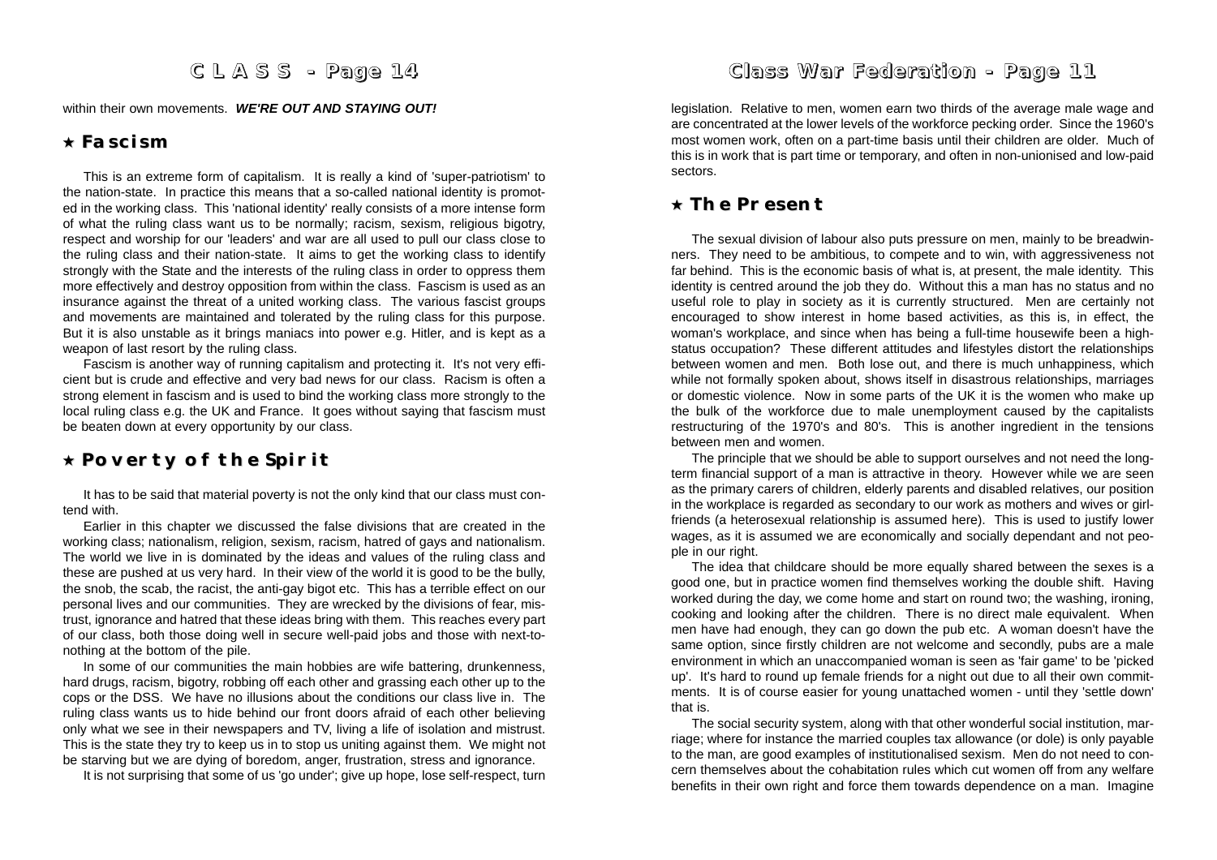within their own movements. ***WE'RE OUT AND STAYING OUT!***

## ⋆ Fascism

This is an extreme form of capitalism. It is really a kind of 'super-patriotism' to the nation-state. In practice this means that a so-called national identity is promoted in the working class. This 'national identity' really consists of a more intense form of what the ruling class want us to be normally; racism, sexism, religious bigotry, respect and worship for our 'leaders' and war are all used to pull our class close to the ruling class and their nation-state. It aims to get the working class to identify strongly with the State and the interests of the ruling class in order to oppress them more effectively and destroy opposition from within the class. Fascism is used as an insurance against the threat of a united working class. The various fascist groups and movements are maintained and tolerated by the ruling class for this purpose. But it is also unstable as it brings maniacs into power e.g. Hitler, and is kept as a weapon of last resort by the ruling class.

Fascism is another way of running capitalism and protecting it. It's not very efficient but is crude and effective and very bad news for our class. Racism is often a strong element in fascism and is used to bind the working class more strongly to the local ruling class e.g. the UK and France. It goes without saying that fascism must be beaten down at every opportunity by our class.

## ⋆ Poverty of the Spirit

It has to be said that material poverty is not the only kind that our class must contend with.

Earlier in this chapter we discussed the false divisions that are created in the working class; nationalism, religion, sexism, racism, hatred of gays and nationalism. The world we live in is dominated by the ideas and values of the ruling class and these are pushed at us very hard. In their view of the world it is good to be the bully, the snob, the scab, the racist, the anti-gay bigot etc. This has a terrible effect on our personal lives and our communities. They are wrecked by the divisions of fear, mistrust, ignorance and hatred that these ideas bring with them. This reaches every part of our class, both those doing well in secure well-paid jobs and those with next-to-nothing at the bottom of the pile.

In some of our communities the main hobbies are wife battering, drunkenness, hard drugs, racism, bigotry, robbing off each other and grassing each other up to the cops or the DSS. We have no illusions about the conditions our class live in. The ruling class wants us to hide behind our front doors afraid of each other believing only what we see in their newspapers and TV, living a life of isolation and mistrust. This is the state they try to keep us in to stop us uniting against them. We might not be starving but we are dying of boredom, anger, frustration, stress and ignorance.

It is not surprising that some of us 'go under'; give up hope, lose self-respect, turn

legislation. Relative to men, women earn two thirds of the average male wage and are concentrated at the lower levels of the workforce pecking order. Since the 1960's most women work, often on a part-time basis until their children are older. Much of this is in work that is part time or temporary, and often in non-unionised and low-paid sectors.

## ⋆ The Present

The sexual division of labour also puts pressure on men, mainly to be breadwinners. They need to be ambitious, to compete and to win, with aggressiveness not far behind. This is the economic basis of what is, at present, the male identity. This identity is centred around the job they do. Without this a man has no status and no useful role to play in society as it is currently structured. Men are certainly not encouraged to show interest in home based activities, as this is, in effect, the woman's workplace, and since when has being a full-time housewife been a high-status occupation? These different attitudes and lifestyles distort the relationships between women and men. Both lose out, and there is much unhappiness, which while not formally spoken about, shows itself in disastrous relationships, marriages or domestic violence. Now in some parts of the UK it is the women who make up the bulk of the workforce due to male unemployment caused by the capitalists restructuring of the 1970's and 80's. This is another ingredient in the tensions between men and women.

The principle that we should be able to support ourselves and not need the long-term financial support of a man is attractive in theory. However while we are seen as the primary carers of children, elderly parents and disabled relatives, our position in the workplace is regarded as secondary to our work as mothers and wives or girlfriends (a heterosexual relationship is assumed here). This is used to justify lower wages, as it is assumed we are economically and socially dependant and not people in our right.

The idea that childcare should be more equally shared between the sexes is a good one, but in practice women find themselves working the double shift. Having worked during the day, we come home and start on round two; the washing, ironing, cooking and looking after the children. There is no direct male equivalent. When men have had enough, they can go down the pub etc. A woman doesn't have the same option, since firstly children are not welcome and secondly, pubs are a male environment in which an unaccompanied woman is seen as 'fair game' to be 'picked up'. It's hard to round up female friends for a night out due to all their own commitments. It is of course easier for young unattached women - until they 'settle down' that is.

The social security system, along with that other wonderful social institution, marriage; where for instance the married couples tax allowance (or dole) is only payable to the man, are good examples of institutionalised sexism. Men do not need to concern themselves about the cohabitation rules which cut women off from any welfare benefits in their own right and force them towards dependence on a man. Imagine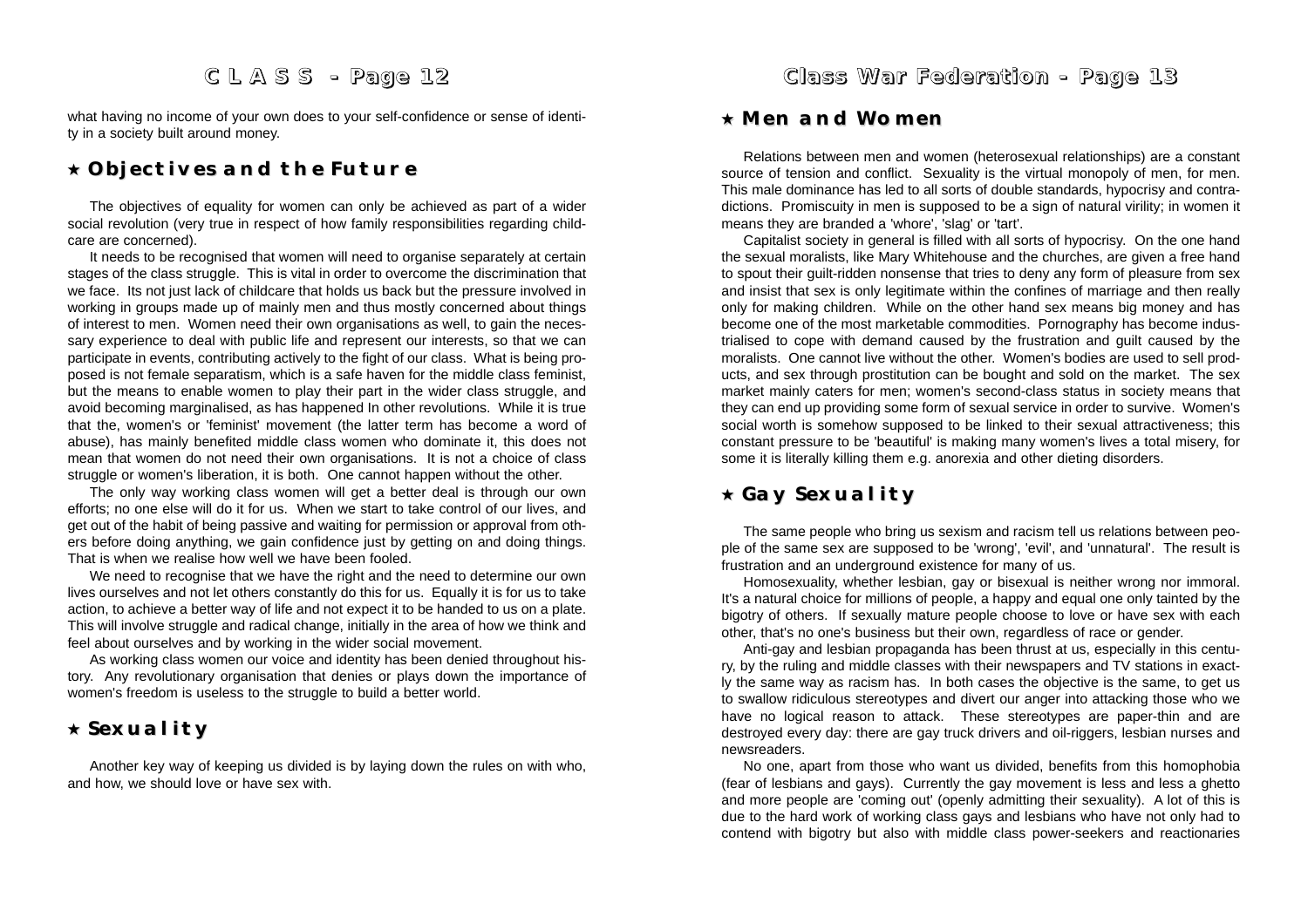what having no income of your own does to your self-confidence or sense of identity in a society built around money.

## ★ Objectives and the Future

The objectives of equality for women can only be achieved as part of a wider social revolution (very true in respect of how family responsibilities regarding childcare are concerned).

It needs to be recognised that women will need to organise separately at certain stages of the class struggle. This is vital in order to overcome the discrimination that we face. Its not just lack of childcare that holds us back but the pressure involved in working in groups made up of mainly men and thus mostly concerned about things of interest to men. Women need their own organisations as well, to gain the necessary experience to deal with public life and represent our interests, so that we can participate in events, contributing actively to the fight of our class. What is being proposed is not female separatism, which is a safe haven for the middle class feminist, but the means to enable women to play their part in the wider class struggle, and avoid becoming marginalised, as has happened In other revolutions. While it is true that the, women's or 'feminist' movement (the latter term has become a word of abuse), has mainly benefited middle class women who dominate it, this does not mean that women do not need their own organisations. It is not a choice of class struggle or women's liberation, it is both. One cannot happen without the other.

The only way working class women will get a better deal is through our own efforts; no one else will do it for us. When we start to take control of our lives, and get out of the habit of being passive and waiting for permission or approval from others before doing anything, we gain confidence just by getting on and doing things. That is when we realise how well we have been fooled.

We need to recognise that we have the right and the need to determine our own lives ourselves and not let others constantly do this for us. Equally it is for us to take action, to achieve a better way of life and not expect it to be handed to us on a plate. This will involve struggle and radical change, initially in the area of how we think and feel about ourselves and by working in the wider social movement.

As working class women our voice and identity has been denied throughout history. Any revolutionary organisation that denies or plays down the importance of women's freedom is useless to the struggle to build a better world.

## ★ Sexuality

Another key way of keeping us divided is by laying down the rules on with who, and how, we should love or have sex with.

## ★ Men and Women

Relations between men and women (heterosexual relationships) are a constant source of tension and conflict. Sexuality is the virtual monopoly of men, for men. This male dominance has led to all sorts of double standards, hypocrisy and contradictions. Promiscuity in men is supposed to be a sign of natural virility; in women it means they are branded a 'whore', 'slag' or 'tart'.

Capitalist society in general is filled with all sorts of hypocrisy. On the one hand the sexual moralists, like Mary Whitehouse and the churches, are given a free hand to spout their guilt-ridden nonsense that tries to deny any form of pleasure from sex and insist that sex is only legitimate within the confines of marriage and then really only for making children. While on the other hand sex means big money and has become one of the most marketable commodities. Pornography has become industrialised to cope with demand caused by the frustration and guilt caused by the moralists. One cannot live without the other. Women's bodies are used to sell products, and sex through prostitution can be bought and sold on the market. The sex market mainly caters for men; women's second-class status in society means that they can end up providing some form of sexual service in order to survive. Women's social worth is somehow supposed to be linked to their sexual attractiveness; this constant pressure to be 'beautiful' is making many women's lives a total misery, for some it is literally killing them e.g. anorexia and other dieting disorders.

## ★ Gay Sexuality

The same people who bring us sexism and racism tell us relations between people of the same sex are supposed to be 'wrong', 'evil', and 'unnatural'. The result is frustration and an underground existence for many of us.

Homosexuality, whether lesbian, gay or bisexual is neither wrong nor immoral. It's a natural choice for millions of people, a happy and equal one only tainted by the bigotry of others. If sexually mature people choose to love or have sex with each other, that's no one's business but their own, regardless of race or gender.

Anti-gay and lesbian propaganda has been thrust at us, especially in this century, by the ruling and middle classes with their newspapers and TV stations in exactly the same way as racism has. In both cases the objective is the same, to get us to swallow ridiculous stereotypes and divert our anger into attacking those who we have no logical reason to attack. These stereotypes are paper-thin and are destroyed every day: there are gay truck drivers and oil-riggers, lesbian nurses and newsreaders.

No one, apart from those who want us divided, benefits from this homophobia (fear of lesbians and gays). Currently the gay movement is less and less a ghetto and more people are 'coming out' (openly admitting their sexuality). A lot of this is due to the hard work of working class gays and lesbians who have not only had to contend with bigotry but also with middle class power-seekers and reactionaries